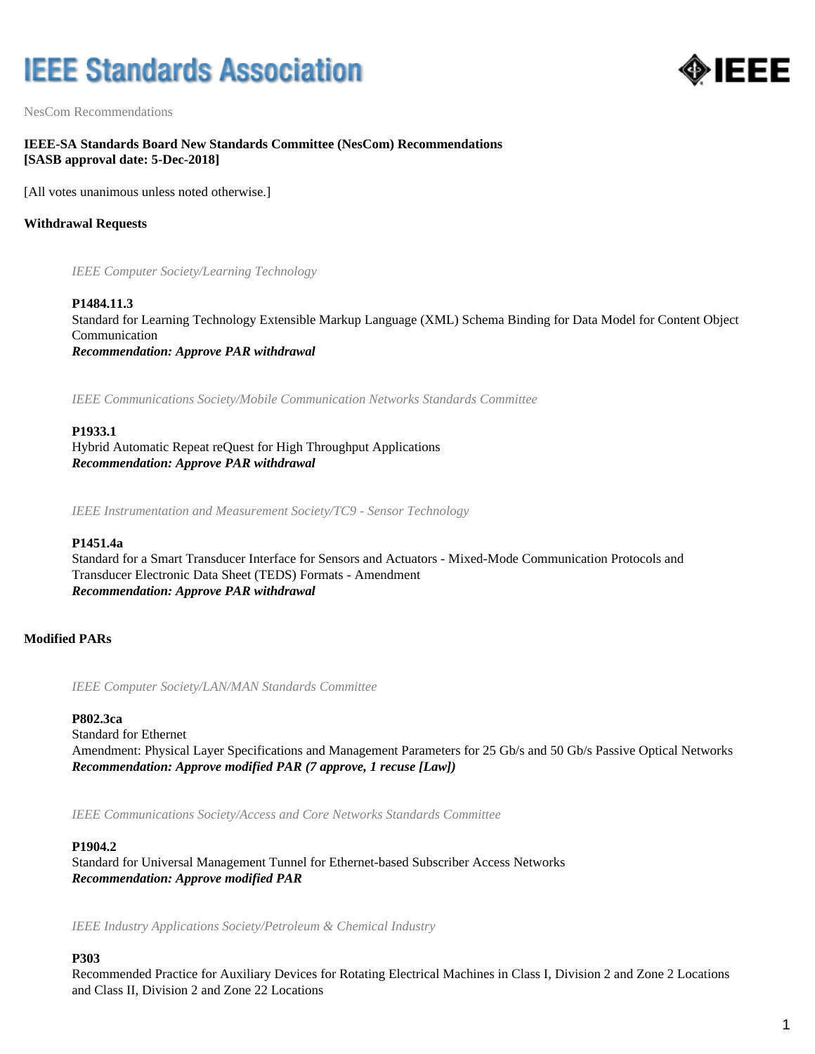# IEEE Standards Association

NesCom Recommendations

**IEEE-SA Standards Board New Standards Committee (NesCom) Recommendations**
**[SASB approval date: 5-Dec-2018]**

[All votes unanimous unless noted otherwise.]

## Withdrawal Requests

*IEEE Computer Society/Learning Technology*

**P1484.11.3**
Standard for Learning Technology Extensible Markup Language (XML) Schema Binding for Data Model for Content Object Communication
***Recommendation: Approve PAR withdrawal***

*IEEE Communications Society/Mobile Communication Networks Standards Committee*

**P1933.1**
Hybrid Automatic Repeat reQuest for High Throughput Applications
***Recommendation: Approve PAR withdrawal***

*IEEE Instrumentation and Measurement Society/TC9 - Sensor Technology*

**P1451.4a**
Standard for a Smart Transducer Interface for Sensors and Actuators - Mixed-Mode Communication Protocols and Transducer Electronic Data Sheet (TEDS) Formats - Amendment
***Recommendation: Approve PAR withdrawal***

## Modified PARs

*IEEE Computer Society/LAN/MAN Standards Committee*

**P802.3ca**
Standard for Ethernet
Amendment: Physical Layer Specifications and Management Parameters for 25 Gb/s and 50 Gb/s Passive Optical Networks
***Recommendation: Approve modified PAR (7 approve, 1 recuse [Law])***

*IEEE Communications Society/Access and Core Networks Standards Committee*

**P1904.2**
Standard for Universal Management Tunnel for Ethernet-based Subscriber Access Networks
***Recommendation: Approve modified PAR***

*IEEE Industry Applications Society/Petroleum & Chemical Industry*

**P303**
Recommended Practice for Auxiliary Devices for Rotating Electrical Machines in Class I, Division 2 and Zone 2 Locations and Class II, Division 2 and Zone 22 Locations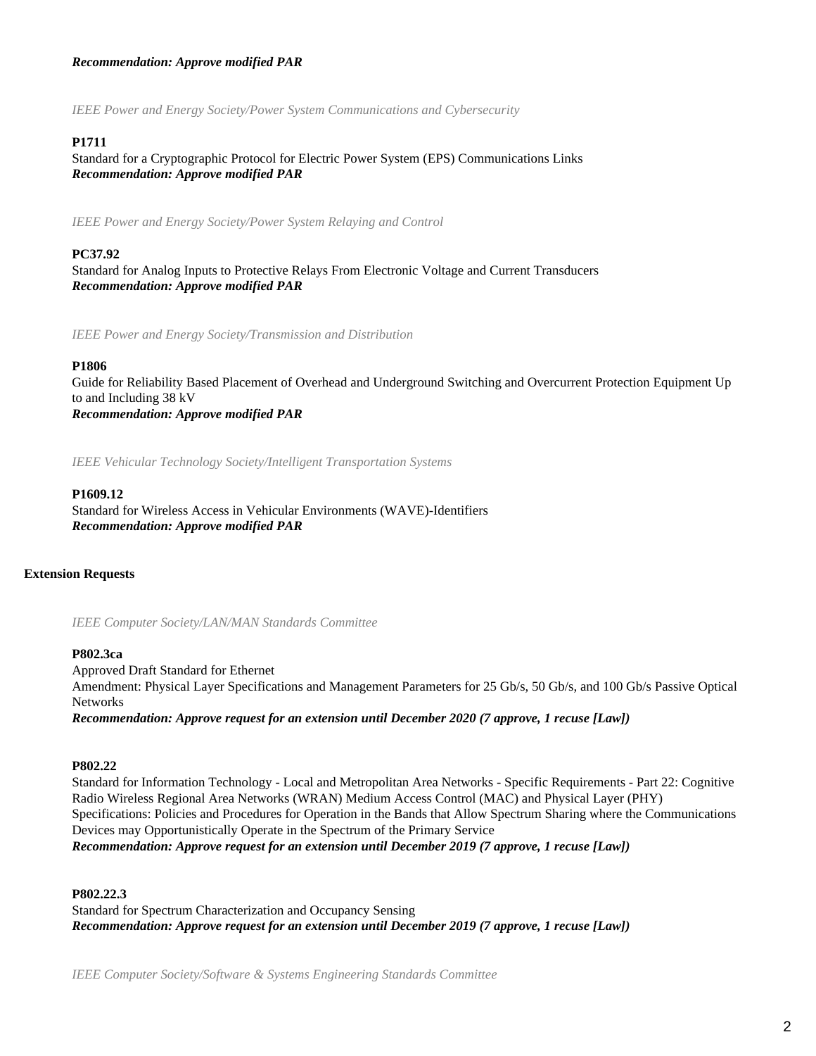***Recommendation: Approve modified PAR***

*IEEE Power and Energy Society/Power System Communications and Cybersecurity*

**P1711**

Standard for a Cryptographic Protocol for Electric Power System (EPS) Communications Links

***Recommendation: Approve modified PAR***

*IEEE Power and Energy Society/Power System Relaying and Control*

**PC37.92**

Standard for Analog Inputs to Protective Relays From Electronic Voltage and Current Transducers

***Recommendation: Approve modified PAR***

*IEEE Power and Energy Society/Transmission and Distribution*

**P1806**

Guide for Reliability Based Placement of Overhead and Underground Switching and Overcurrent Protection Equipment Up to and Including 38 kV

***Recommendation: Approve modified PAR***

*IEEE Vehicular Technology Society/Intelligent Transportation Systems*

**P1609.12**

Standard for Wireless Access in Vehicular Environments (WAVE)-Identifiers

***Recommendation: Approve modified PAR***

**Extension Requests**

*IEEE Computer Society/LAN/MAN Standards Committee*

**P802.3ca**

Approved Draft Standard for Ethernet

Amendment: Physical Layer Specifications and Management Parameters for 25 Gb/s, 50 Gb/s, and 100 Gb/s Passive Optical Networks

***Recommendation: Approve request for an extension until December 2020 (7 approve, 1 recuse [Law])***

**P802.22**

Standard for Information Technology - Local and Metropolitan Area Networks - Specific Requirements - Part 22: Cognitive Radio Wireless Regional Area Networks (WRAN) Medium Access Control (MAC) and Physical Layer (PHY) Specifications: Policies and Procedures for Operation in the Bands that Allow Spectrum Sharing where the Communications Devices may Opportunistically Operate in the Spectrum of the Primary Service

***Recommendation: Approve request for an extension until December 2019 (7 approve, 1 recuse [Law])***

**P802.22.3**

Standard for Spectrum Characterization and Occupancy Sensing

***Recommendation: Approve request for an extension until December 2019 (7 approve, 1 recuse [Law])***

*IEEE Computer Society/Software & Systems Engineering Standards Committee*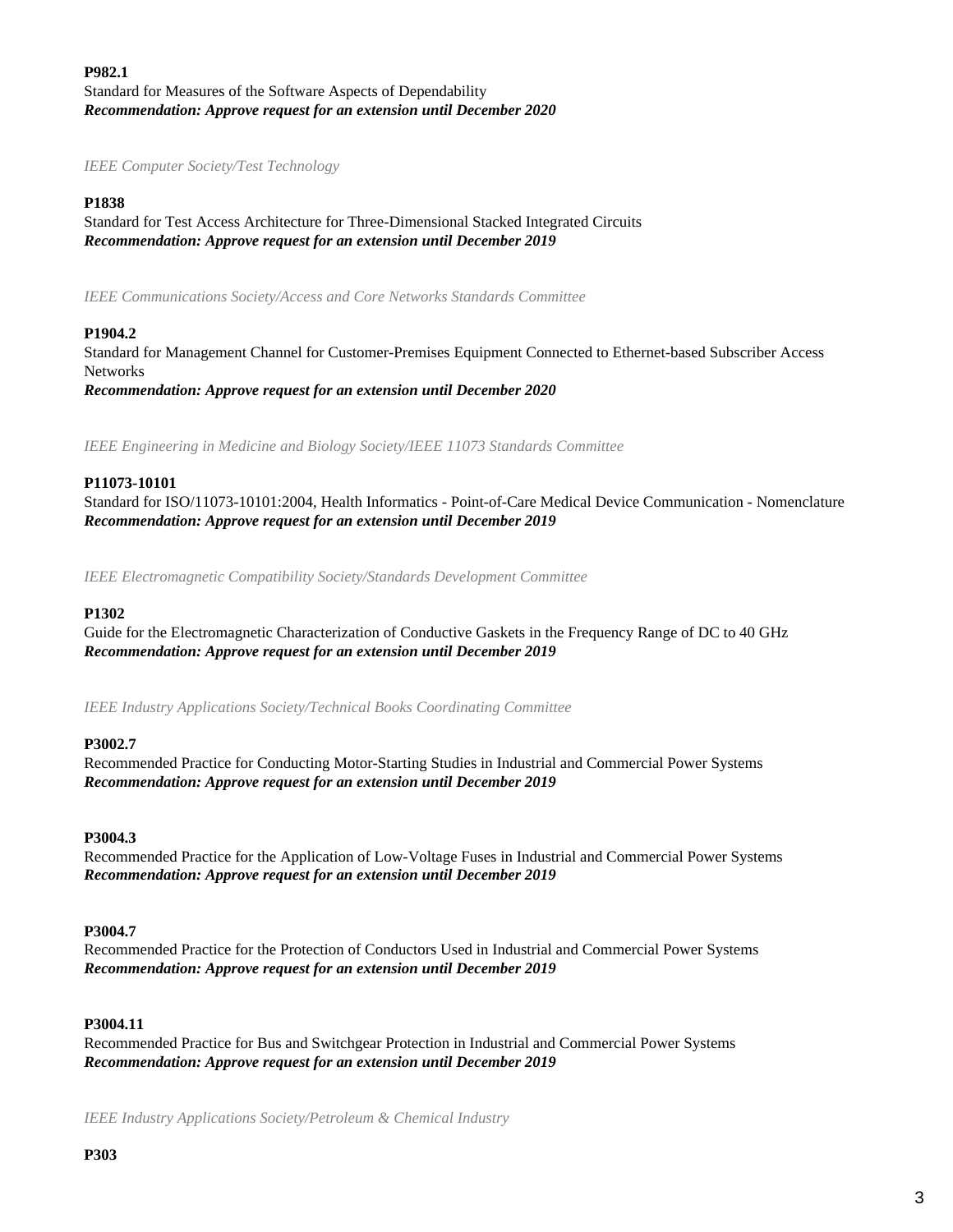**P982.1**
Standard for Measures of the Software Aspects of Dependability
***Recommendation: Approve request for an extension until December 2020***

*IEEE Computer Society/Test Technology*

**P1838**
Standard for Test Access Architecture for Three-Dimensional Stacked Integrated Circuits
***Recommendation: Approve request for an extension until December 2019***

*IEEE Communications Society/Access and Core Networks Standards Committee*

**P1904.2**
Standard for Management Channel for Customer-Premises Equipment Connected to Ethernet-based Subscriber Access Networks
***Recommendation: Approve request for an extension until December 2020***

*IEEE Engineering in Medicine and Biology Society/IEEE 11073 Standards Committee*

**P11073-10101**
Standard for ISO/11073-10101:2004, Health Informatics - Point-of-Care Medical Device Communication - Nomenclature
***Recommendation: Approve request for an extension until December 2019***

*IEEE Electromagnetic Compatibility Society/Standards Development Committee*

**P1302**
Guide for the Electromagnetic Characterization of Conductive Gaskets in the Frequency Range of DC to 40 GHz
***Recommendation: Approve request for an extension until December 2019***

*IEEE Industry Applications Society/Technical Books Coordinating Committee*

**P3002.7**
Recommended Practice for Conducting Motor-Starting Studies in Industrial and Commercial Power Systems
***Recommendation: Approve request for an extension until December 2019***

**P3004.3**
Recommended Practice for the Application of Low-Voltage Fuses in Industrial and Commercial Power Systems
***Recommendation: Approve request for an extension until December 2019***

**P3004.7**
Recommended Practice for the Protection of Conductors Used in Industrial and Commercial Power Systems
***Recommendation: Approve request for an extension until December 2019***

**P3004.11**
Recommended Practice for Bus and Switchgear Protection in Industrial and Commercial Power Systems
***Recommendation: Approve request for an extension until December 2019***

*IEEE Industry Applications Society/Petroleum & Chemical Industry*

**P303**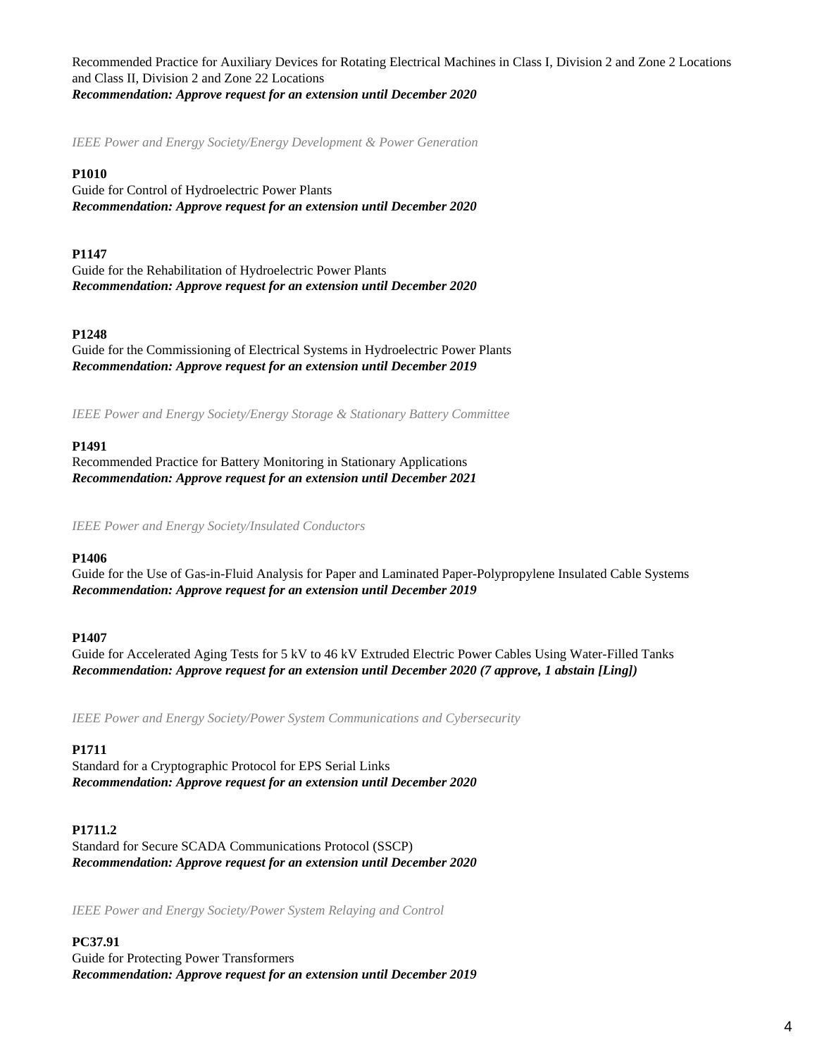Recommended Practice for Auxiliary Devices for Rotating Electrical Machines in Class I, Division 2 and Zone 2 Locations and Class II, Division 2 and Zone 22 Locations
***Recommendation: Approve request for an extension until December 2020***

*IEEE Power and Energy Society/Energy Development & Power Generation*

**P1010**
Guide for Control of Hydroelectric Power Plants
***Recommendation: Approve request for an extension until December 2020***

**P1147**
Guide for the Rehabilitation of Hydroelectric Power Plants
***Recommendation: Approve request for an extension until December 2020***

**P1248**
Guide for the Commissioning of Electrical Systems in Hydroelectric Power Plants
***Recommendation: Approve request for an extension until December 2019***

*IEEE Power and Energy Society/Energy Storage & Stationary Battery Committee*

**P1491**
Recommended Practice for Battery Monitoring in Stationary Applications
***Recommendation: Approve request for an extension until December 2021***

*IEEE Power and Energy Society/Insulated Conductors*

**P1406**
Guide for the Use of Gas-in-Fluid Analysis for Paper and Laminated Paper-Polypropylene Insulated Cable Systems
***Recommendation: Approve request for an extension until December 2019***

**P1407**
Guide for Accelerated Aging Tests for 5 kV to 46 kV Extruded Electric Power Cables Using Water-Filled Tanks
***Recommendation: Approve request for an extension until December 2020 (7 approve, 1 abstain [Ling])***

*IEEE Power and Energy Society/Power System Communications and Cybersecurity*

**P1711**
Standard for a Cryptographic Protocol for EPS Serial Links
***Recommendation: Approve request for an extension until December 2020***

**P1711.2**
Standard for Secure SCADA Communications Protocol (SSCP)
***Recommendation: Approve request for an extension until December 2020***

*IEEE Power and Energy Society/Power System Relaying and Control*

**PC37.91**
Guide for Protecting Power Transformers
***Recommendation: Approve request for an extension until December 2019***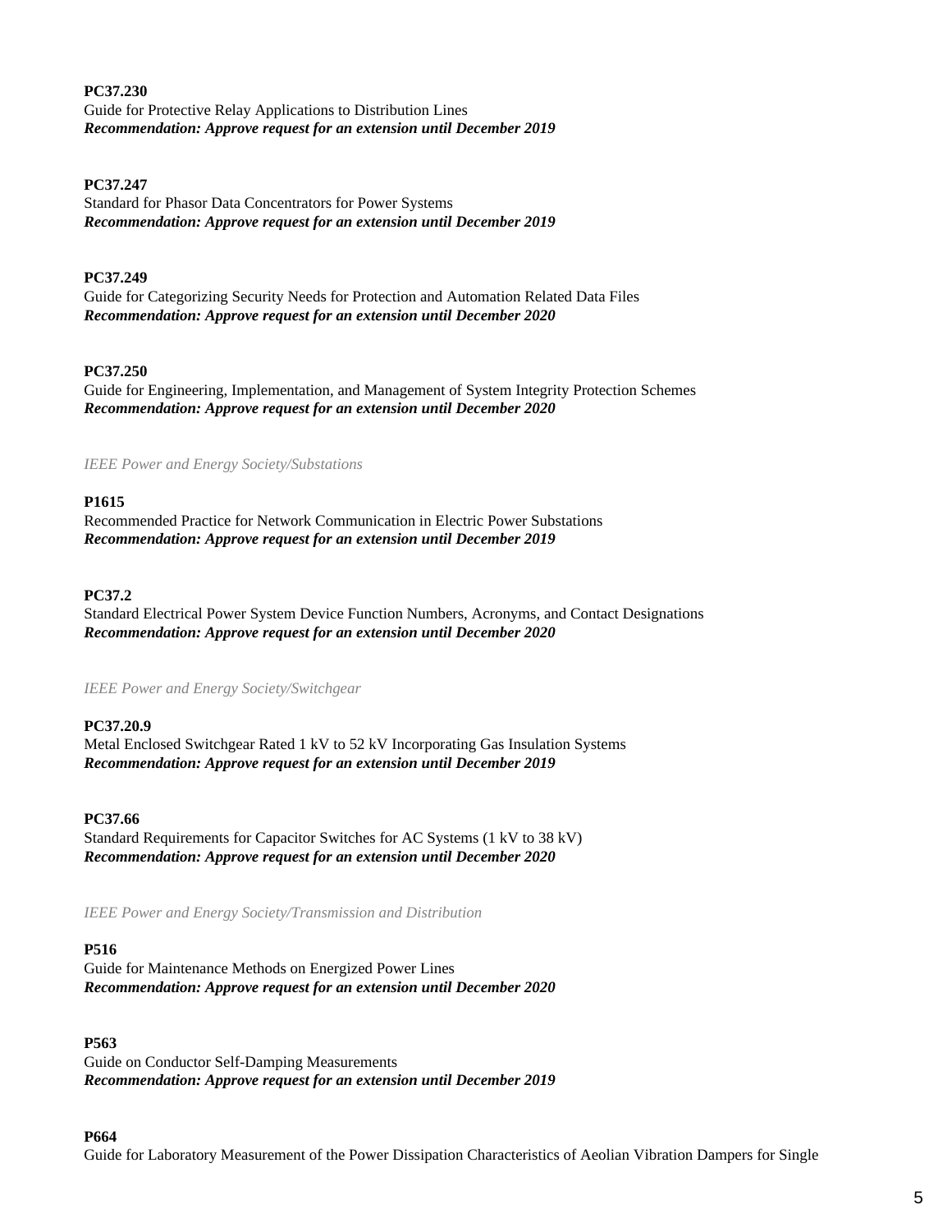**PC37.230**
Guide for Protective Relay Applications to Distribution Lines
***Recommendation: Approve request for an extension until December 2019***

**PC37.247**
Standard for Phasor Data Concentrators for Power Systems
***Recommendation: Approve request for an extension until December 2019***

**PC37.249**
Guide for Categorizing Security Needs for Protection and Automation Related Data Files
***Recommendation: Approve request for an extension until December 2020***

**PC37.250**
Guide for Engineering, Implementation, and Management of System Integrity Protection Schemes
***Recommendation: Approve request for an extension until December 2020***

*IEEE Power and Energy Society/Substations*

**P1615**
Recommended Practice for Network Communication in Electric Power Substations
***Recommendation: Approve request for an extension until December 2019***

**PC37.2**
Standard Electrical Power System Device Function Numbers, Acronyms, and Contact Designations
***Recommendation: Approve request for an extension until December 2020***

*IEEE Power and Energy Society/Switchgear*

**PC37.20.9**
Metal Enclosed Switchgear Rated 1 kV to 52 kV Incorporating Gas Insulation Systems
***Recommendation: Approve request for an extension until December 2019***

**PC37.66**
Standard Requirements for Capacitor Switches for AC Systems (1 kV to 38 kV)
***Recommendation: Approve request for an extension until December 2020***

*IEEE Power and Energy Society/Transmission and Distribution*

**P516**
Guide for Maintenance Methods on Energized Power Lines
***Recommendation: Approve request for an extension until December 2020***

**P563**
Guide on Conductor Self-Damping Measurements
***Recommendation: Approve request for an extension until December 2019***

**P664**
Guide for Laboratory Measurement of the Power Dissipation Characteristics of Aeolian Vibration Dampers for Single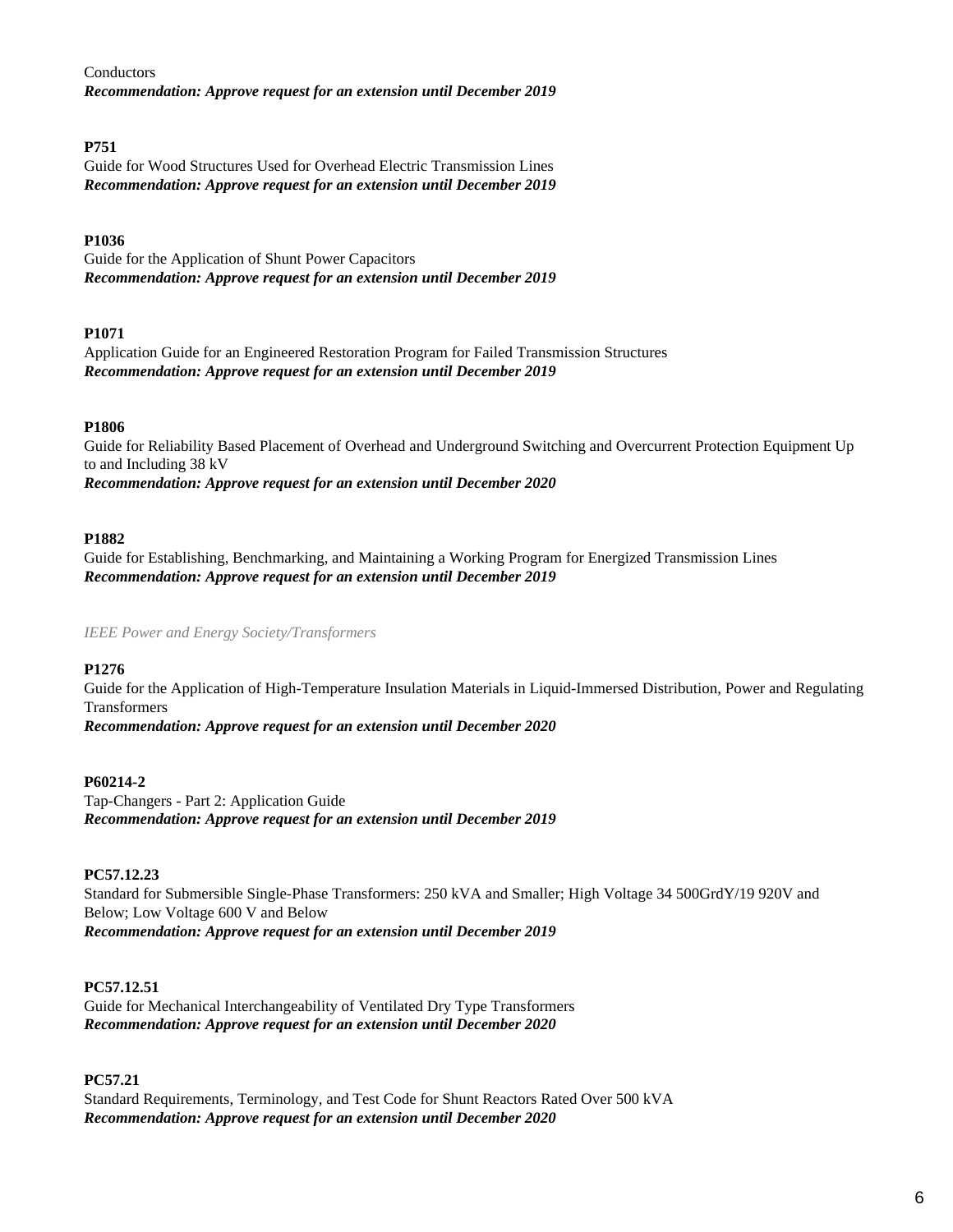Conductors
***Recommendation: Approve request for an extension until December 2019***

**P751**
Guide for Wood Structures Used for Overhead Electric Transmission Lines
***Recommendation: Approve request for an extension until December 2019***

**P1036**
Guide for the Application of Shunt Power Capacitors
***Recommendation: Approve request for an extension until December 2019***

**P1071**
Application Guide for an Engineered Restoration Program for Failed Transmission Structures
***Recommendation: Approve request for an extension until December 2019***

**P1806**
Guide for Reliability Based Placement of Overhead and Underground Switching and Overcurrent Protection Equipment Up to and Including 38 kV
***Recommendation: Approve request for an extension until December 2020***

**P1882**
Guide for Establishing, Benchmarking, and Maintaining a Working Program for Energized Transmission Lines
***Recommendation: Approve request for an extension until December 2019***

*IEEE Power and Energy Society/Transformers*

**P1276**
Guide for the Application of High-Temperature Insulation Materials in Liquid-Immersed Distribution, Power and Regulating Transformers
***Recommendation: Approve request for an extension until December 2020***

**P60214-2**
Tap-Changers - Part 2: Application Guide
***Recommendation: Approve request for an extension until December 2019***

**PC57.12.23**
Standard for Submersible Single-Phase Transformers: 250 kVA and Smaller; High Voltage 34 500GrdY/19 920V and Below; Low Voltage 600 V and Below
***Recommendation: Approve request for an extension until December 2019***

**PC57.12.51**
Guide for Mechanical Interchangeability of Ventilated Dry Type Transformers
***Recommendation: Approve request for an extension until December 2020***

**PC57.21**
Standard Requirements, Terminology, and Test Code for Shunt Reactors Rated Over 500 kVA
***Recommendation: Approve request for an extension until December 2020***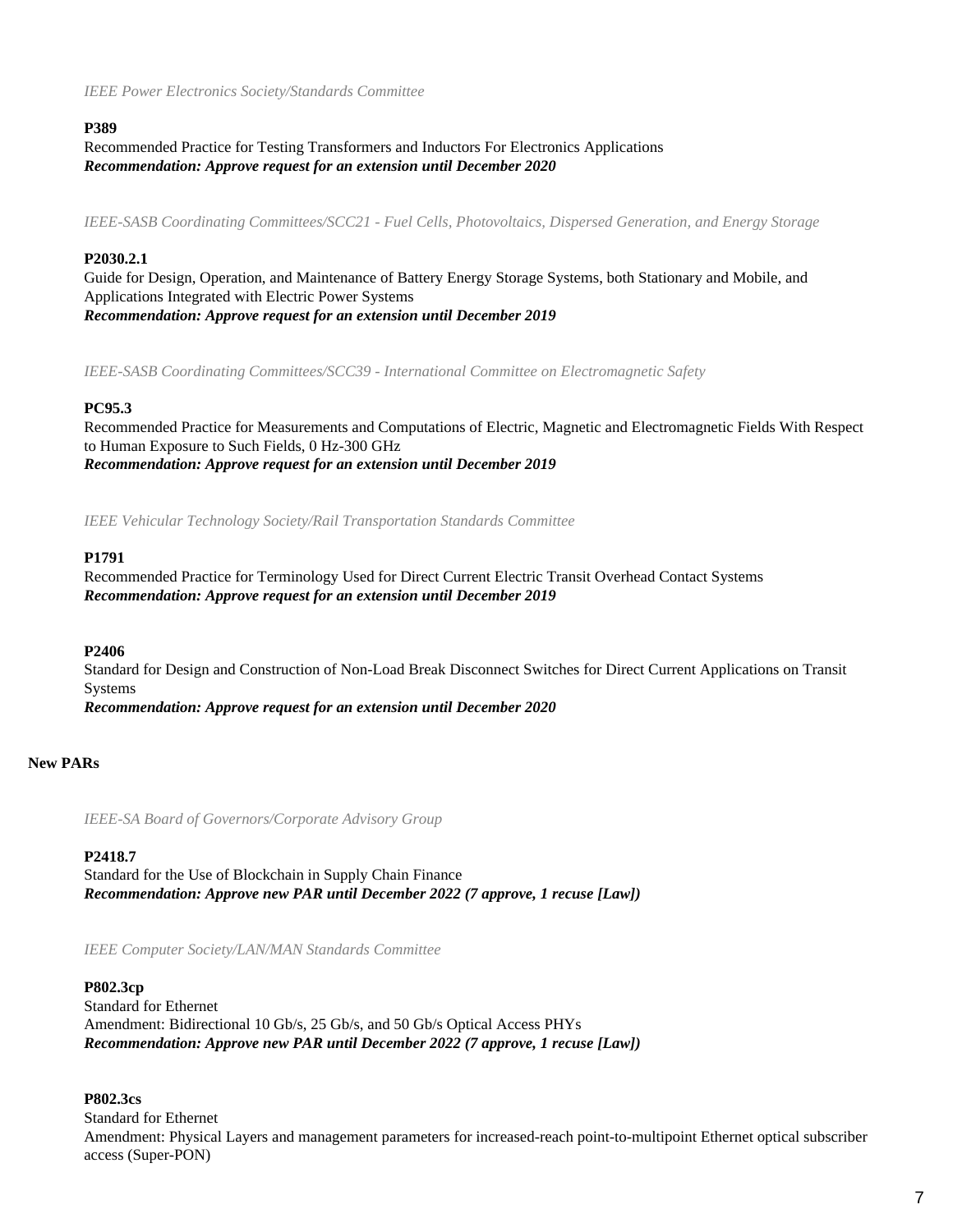*IEEE Power Electronics Society/Standards Committee*

**P389**

Recommended Practice for Testing Transformers and Inductors For Electronics Applications
***Recommendation: Approve request for an extension until December 2020***

*IEEE-SASB Coordinating Committees/SCC21 - Fuel Cells, Photovoltaics, Dispersed Generation, and Energy Storage*

**P2030.2.1**

Guide for Design, Operation, and Maintenance of Battery Energy Storage Systems, both Stationary and Mobile, and Applications Integrated with Electric Power Systems
***Recommendation: Approve request for an extension until December 2019***

*IEEE-SASB Coordinating Committees/SCC39 - International Committee on Electromagnetic Safety*

**PC95.3**

Recommended Practice for Measurements and Computations of Electric, Magnetic and Electromagnetic Fields With Respect to Human Exposure to Such Fields, 0 Hz-300 GHz
***Recommendation: Approve request for an extension until December 2019***

*IEEE Vehicular Technology Society/Rail Transportation Standards Committee*

**P1791**

Recommended Practice for Terminology Used for Direct Current Electric Transit Overhead Contact Systems
***Recommendation: Approve request for an extension until December 2019***

**P2406**

Standard for Design and Construction of Non-Load Break Disconnect Switches for Direct Current Applications on Transit Systems
***Recommendation: Approve request for an extension until December 2020***

**New PARs**

*IEEE-SA Board of Governors/Corporate Advisory Group*

**P2418.7**

Standard for the Use of Blockchain in Supply Chain Finance
***Recommendation: Approve new PAR until December 2022 (7 approve, 1 recuse [Law])***

*IEEE Computer Society/LAN/MAN Standards Committee*

**P802.3cp**

Standard for Ethernet
Amendment: Bidirectional 10 Gb/s, 25 Gb/s, and 50 Gb/s Optical Access PHYs
***Recommendation: Approve new PAR until December 2022 (7 approve, 1 recuse [Law])***

**P802.3cs**

Standard for Ethernet
Amendment: Physical Layers and management parameters for increased-reach point-to-multipoint Ethernet optical subscriber access (Super-PON)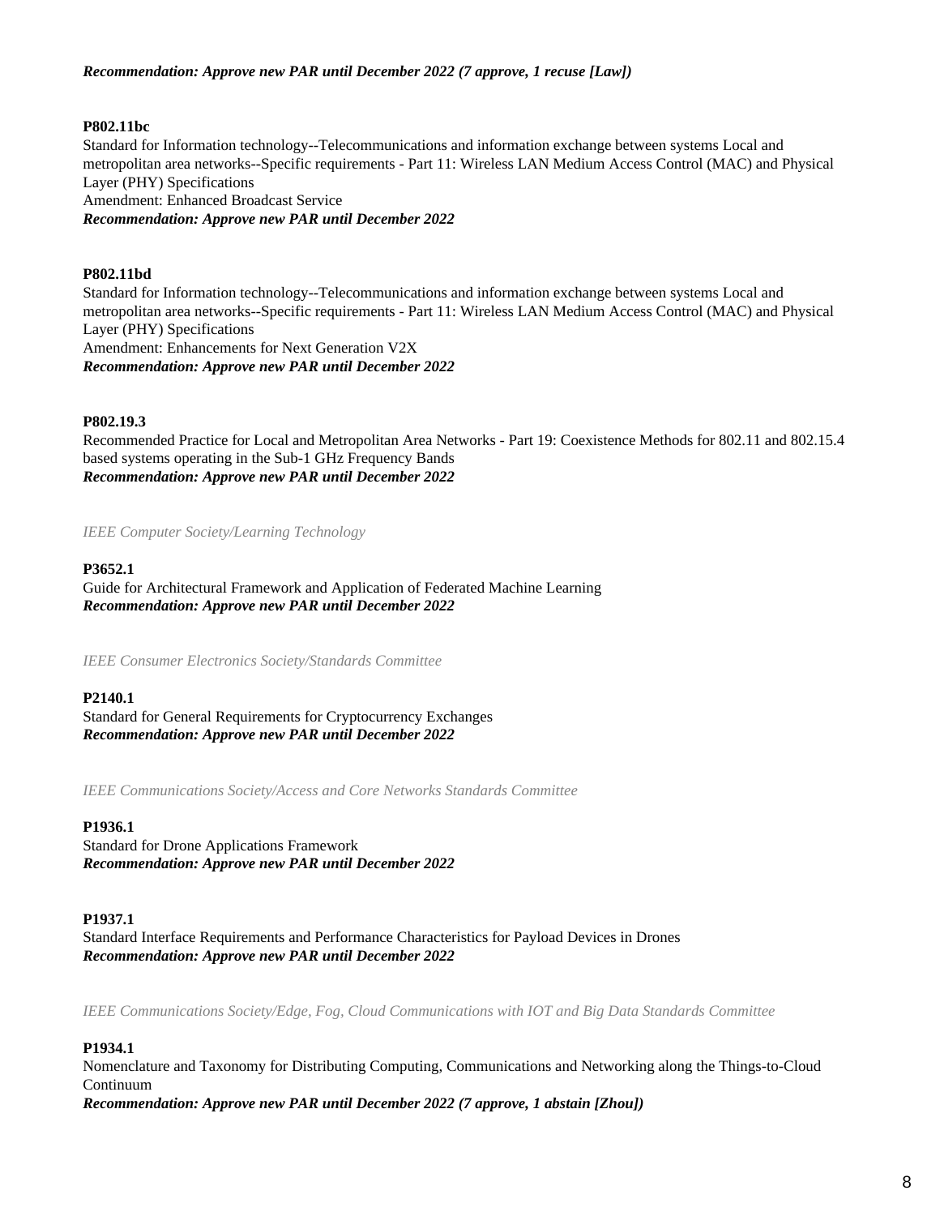***Recommendation: Approve new PAR until December 2022 (7 approve, 1 recuse [Law])***

**P802.11bc**
Standard for Information technology--Telecommunications and information exchange between systems Local and metropolitan area networks--Specific requirements - Part 11: Wireless LAN Medium Access Control (MAC) and Physical Layer (PHY) Specifications
Amendment: Enhanced Broadcast Service
***Recommendation: Approve new PAR until December 2022***

**P802.11bd**
Standard for Information technology--Telecommunications and information exchange between systems Local and metropolitan area networks--Specific requirements - Part 11: Wireless LAN Medium Access Control (MAC) and Physical Layer (PHY) Specifications
Amendment: Enhancements for Next Generation V2X
***Recommendation: Approve new PAR until December 2022***

**P802.19.3**
Recommended Practice for Local and Metropolitan Area Networks - Part 19: Coexistence Methods for 802.11 and 802.15.4 based systems operating in the Sub-1 GHz Frequency Bands
***Recommendation: Approve new PAR until December 2022***

*IEEE Computer Society/Learning Technology*

**P3652.1**
Guide for Architectural Framework and Application of Federated Machine Learning
***Recommendation: Approve new PAR until December 2022***

*IEEE Consumer Electronics Society/Standards Committee*

**P2140.1**
Standard for General Requirements for Cryptocurrency Exchanges
***Recommendation: Approve new PAR until December 2022***

*IEEE Communications Society/Access and Core Networks Standards Committee*

**P1936.1**
Standard for Drone Applications Framework
***Recommendation: Approve new PAR until December 2022***

**P1937.1**
Standard Interface Requirements and Performance Characteristics for Payload Devices in Drones
***Recommendation: Approve new PAR until December 2022***

*IEEE Communications Society/Edge, Fog, Cloud Communications with IOT and Big Data Standards Committee*

**P1934.1**
Nomenclature and Taxonomy for Distributing Computing, Communications and Networking along the Things-to-Cloud Continuum
***Recommendation: Approve new PAR until December 2022 (7 approve, 1 abstain [Zhou])***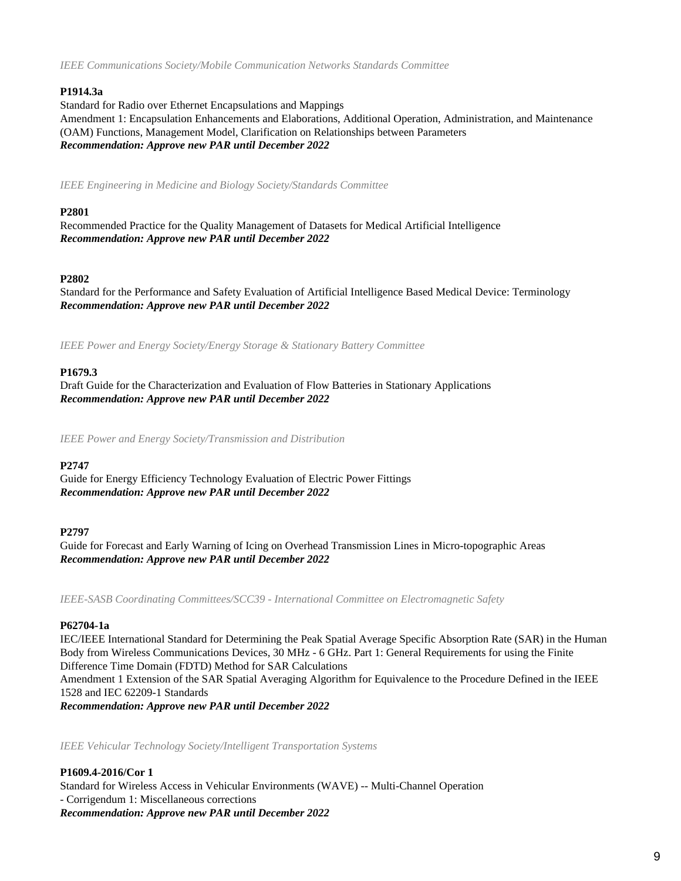*IEEE Communications Society/Mobile Communication Networks Standards Committee*

**P1914.3a**

Standard for Radio over Ethernet Encapsulations and Mappings
Amendment 1: Encapsulation Enhancements and Elaborations, Additional Operation, Administration, and Maintenance (OAM) Functions, Management Model, Clarification on Relationships between Parameters
***Recommendation: Approve new PAR until December 2022***

*IEEE Engineering in Medicine and Biology Society/Standards Committee*

**P2801**

Recommended Practice for the Quality Management of Datasets for Medical Artificial Intelligence
***Recommendation: Approve new PAR until December 2022***

**P2802**

Standard for the Performance and Safety Evaluation of Artificial Intelligence Based Medical Device: Terminology
***Recommendation: Approve new PAR until December 2022***

*IEEE Power and Energy Society/Energy Storage & Stationary Battery Committee*

**P1679.3**

Draft Guide for the Characterization and Evaluation of Flow Batteries in Stationary Applications
***Recommendation: Approve new PAR until December 2022***

*IEEE Power and Energy Society/Transmission and Distribution*

**P2747**

Guide for Energy Efficiency Technology Evaluation of Electric Power Fittings
***Recommendation: Approve new PAR until December 2022***

**P2797**

Guide for Forecast and Early Warning of Icing on Overhead Transmission Lines in Micro-topographic Areas
***Recommendation: Approve new PAR until December 2022***

*IEEE-SASB Coordinating Committees/SCC39 - International Committee on Electromagnetic Safety*

**P62704-1a**

IEC/IEEE International Standard for Determining the Peak Spatial Average Specific Absorption Rate (SAR) in the Human Body from Wireless Communications Devices, 30 MHz - 6 GHz. Part 1: General Requirements for using the Finite Difference Time Domain (FDTD) Method for SAR Calculations
Amendment 1 Extension of the SAR Spatial Averaging Algorithm for Equivalence to the Procedure Defined in the IEEE 1528 and IEC 62209-1 Standards
***Recommendation: Approve new PAR until December 2022***

*IEEE Vehicular Technology Society/Intelligent Transportation Systems*

**P1609.4-2016/Cor 1**

Standard for Wireless Access in Vehicular Environments (WAVE) -- Multi-Channel Operation
- Corrigendum 1: Miscellaneous corrections
***Recommendation: Approve new PAR until December 2022***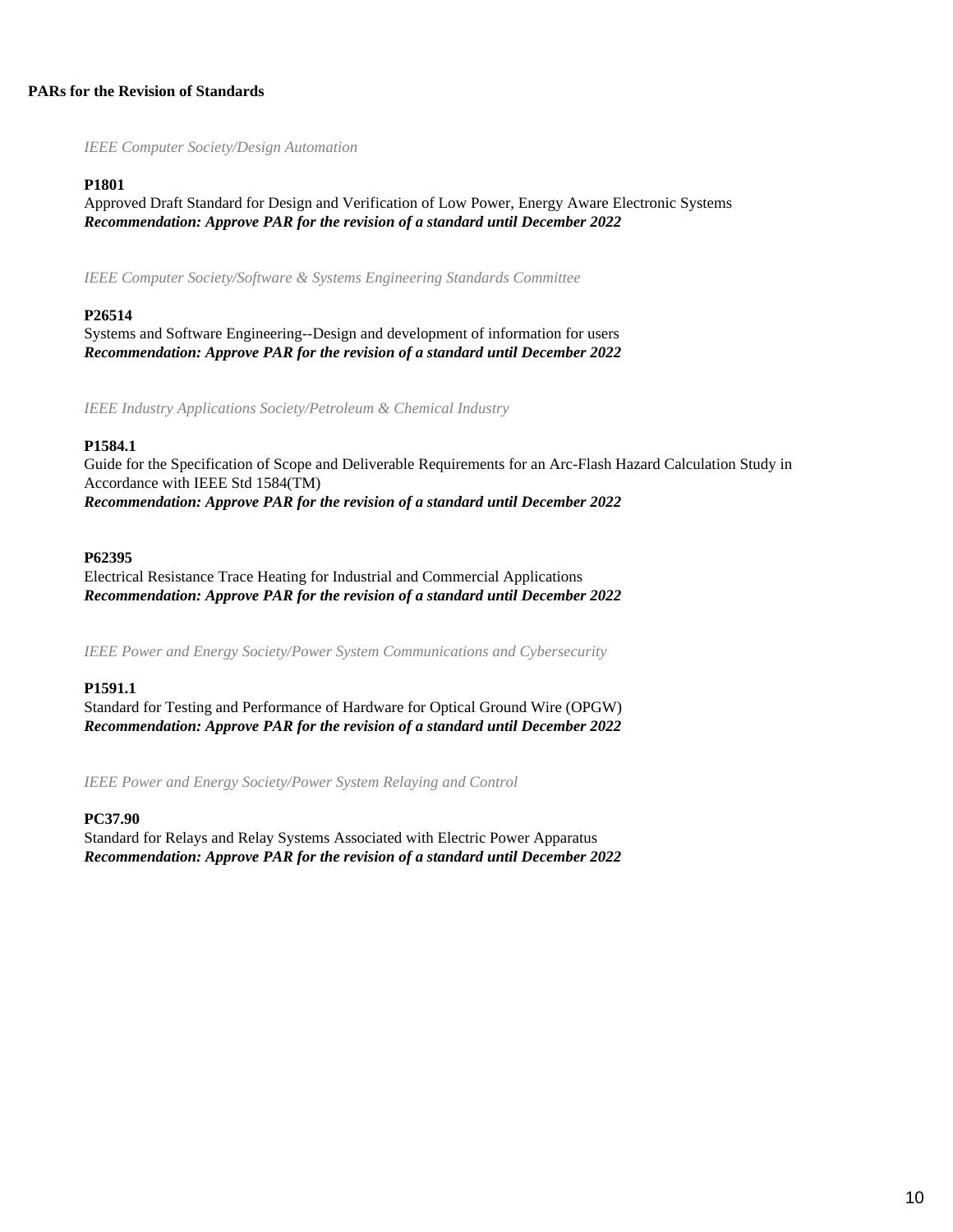**PARs for the Revision of Standards**

*IEEE Computer Society/Design Automation*

**P1801**
Approved Draft Standard for Design and Verification of Low Power, Energy Aware Electronic Systems
***Recommendation: Approve PAR for the revision of a standard until December 2022***

*IEEE Computer Society/Software & Systems Engineering Standards Committee*

**P26514**
Systems and Software Engineering--Design and development of information for users
***Recommendation: Approve PAR for the revision of a standard until December 2022***

*IEEE Industry Applications Society/Petroleum & Chemical Industry*

**P1584.1**
Guide for the Specification of Scope and Deliverable Requirements for an Arc-Flash Hazard Calculation Study in Accordance with IEEE Std 1584(TM)
***Recommendation: Approve PAR for the revision of a standard until December 2022***

**P62395**
Electrical Resistance Trace Heating for Industrial and Commercial Applications
***Recommendation: Approve PAR for the revision of a standard until December 2022***

*IEEE Power and Energy Society/Power System Communications and Cybersecurity*

**P1591.1**
Standard for Testing and Performance of Hardware for Optical Ground Wire (OPGW)
***Recommendation: Approve PAR for the revision of a standard until December 2022***

*IEEE Power and Energy Society/Power System Relaying and Control*

**PC37.90**
Standard for Relays and Relay Systems Associated with Electric Power Apparatus
***Recommendation: Approve PAR for the revision of a standard until December 2022***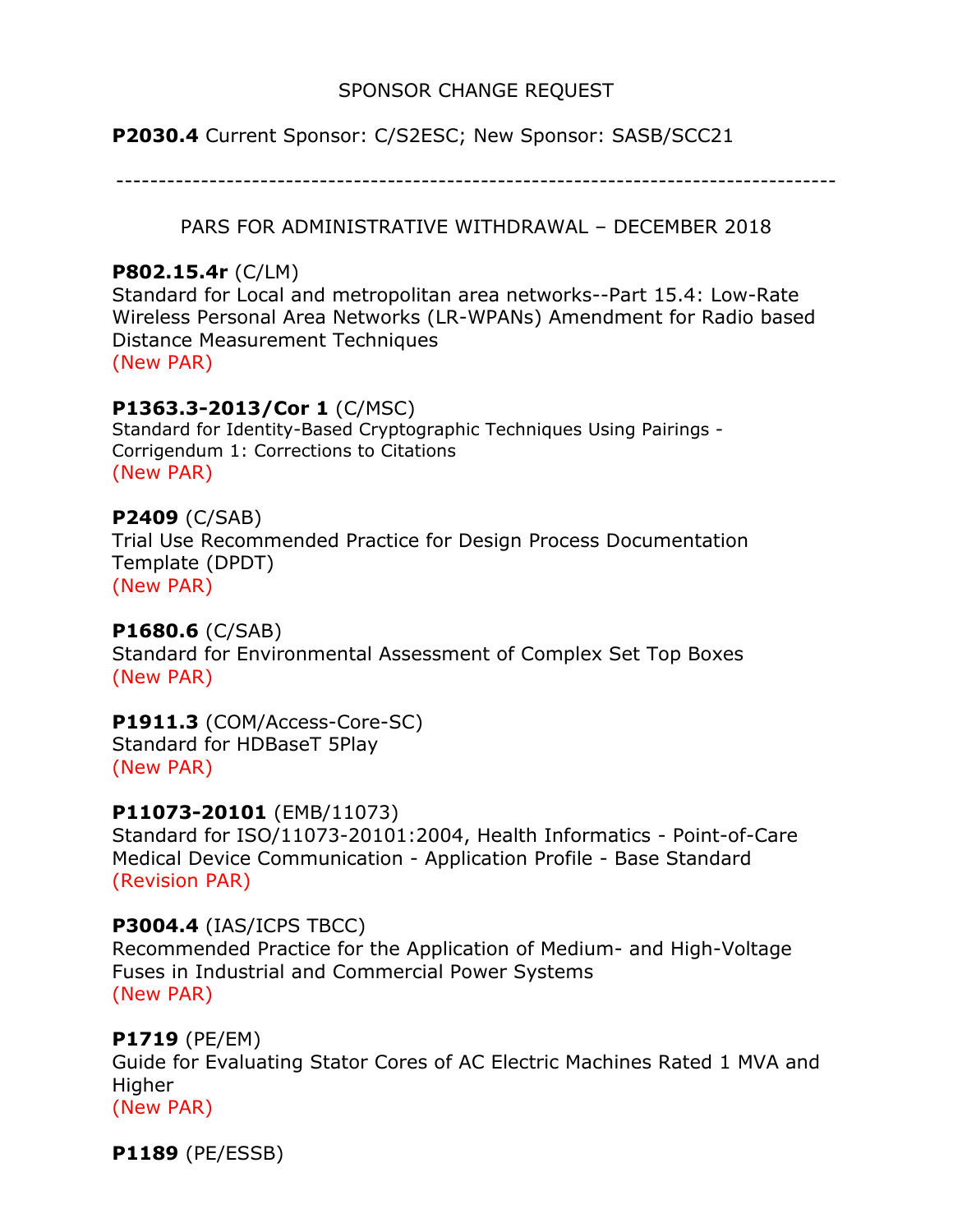SPONSOR CHANGE REQUEST

**P2030.4** Current Sponsor: C/S2ESC; New Sponsor: SASB/SCC21

---

PARS FOR ADMINISTRATIVE WITHDRAWAL – DECEMBER 2018

**P802.15.4r** (C/LM)
Standard for Local and metropolitan area networks--Part 15.4: Low-Rate Wireless Personal Area Networks (LR-WPANs) Amendment for Radio based Distance Measurement Techniques
(New PAR)

**P1363.3-2013/Cor 1** (C/MSC)
Standard for Identity-Based Cryptographic Techniques Using Pairings - Corrigendum 1: Corrections to Citations
(New PAR)

**P2409** (C/SAB)
Trial Use Recommended Practice for Design Process Documentation Template (DPDT)
(New PAR)

**P1680.6** (C/SAB)
Standard for Environmental Assessment of Complex Set Top Boxes
(New PAR)

**P1911.3** (COM/Access-Core-SC)
Standard for HDBaseT 5Play
(New PAR)

**P11073-20101** (EMB/11073)
Standard for ISO/11073-20101:2004, Health Informatics - Point-of-Care Medical Device Communication - Application Profile - Base Standard
(Revision PAR)

**P3004.4** (IAS/ICPS TBCC)
Recommended Practice for the Application of Medium- and High-Voltage Fuses in Industrial and Commercial Power Systems
(New PAR)

**P1719** (PE/EM)
Guide for Evaluating Stator Cores of AC Electric Machines Rated 1 MVA and Higher
(New PAR)

**P1189** (PE/ESSB)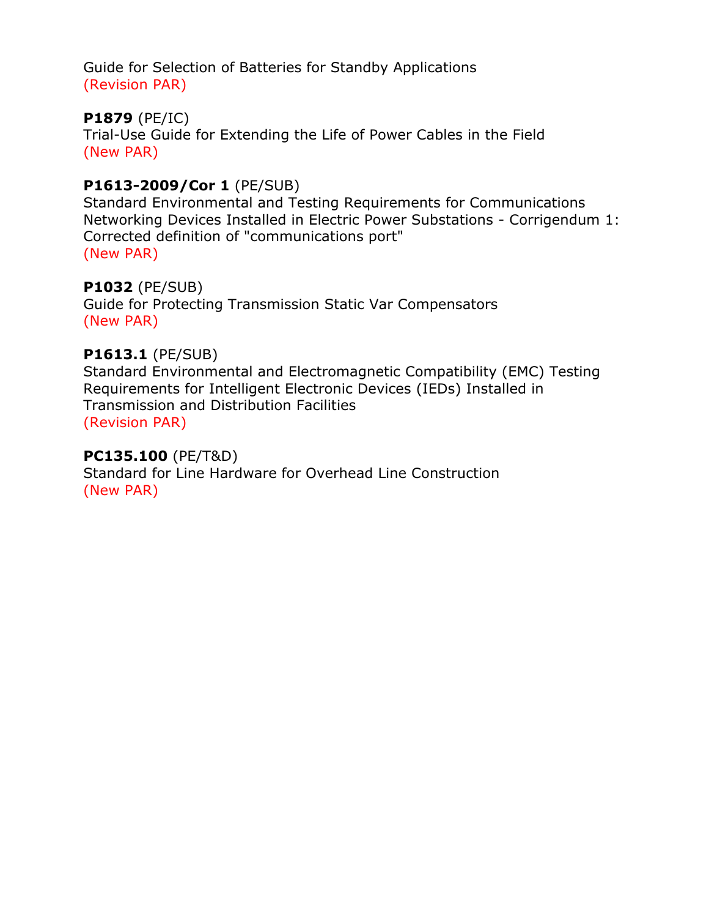Guide for Selection of Batteries for Standby Applications
(Revision PAR)

**P1879** (PE/IC)
Trial-Use Guide for Extending the Life of Power Cables in the Field
(New PAR)

**P1613-2009/Cor 1** (PE/SUB)
Standard Environmental and Testing Requirements for Communications Networking Devices Installed in Electric Power Substations - Corrigendum 1: Corrected definition of "communications port"
(New PAR)

**P1032** (PE/SUB)
Guide for Protecting Transmission Static Var Compensators
(New PAR)

**P1613.1** (PE/SUB)
Standard Environmental and Electromagnetic Compatibility (EMC) Testing Requirements for Intelligent Electronic Devices (IEDs) Installed in Transmission and Distribution Facilities
(Revision PAR)

**PC135.100** (PE/T&D)
Standard for Line Hardware for Overhead Line Construction
(New PAR)